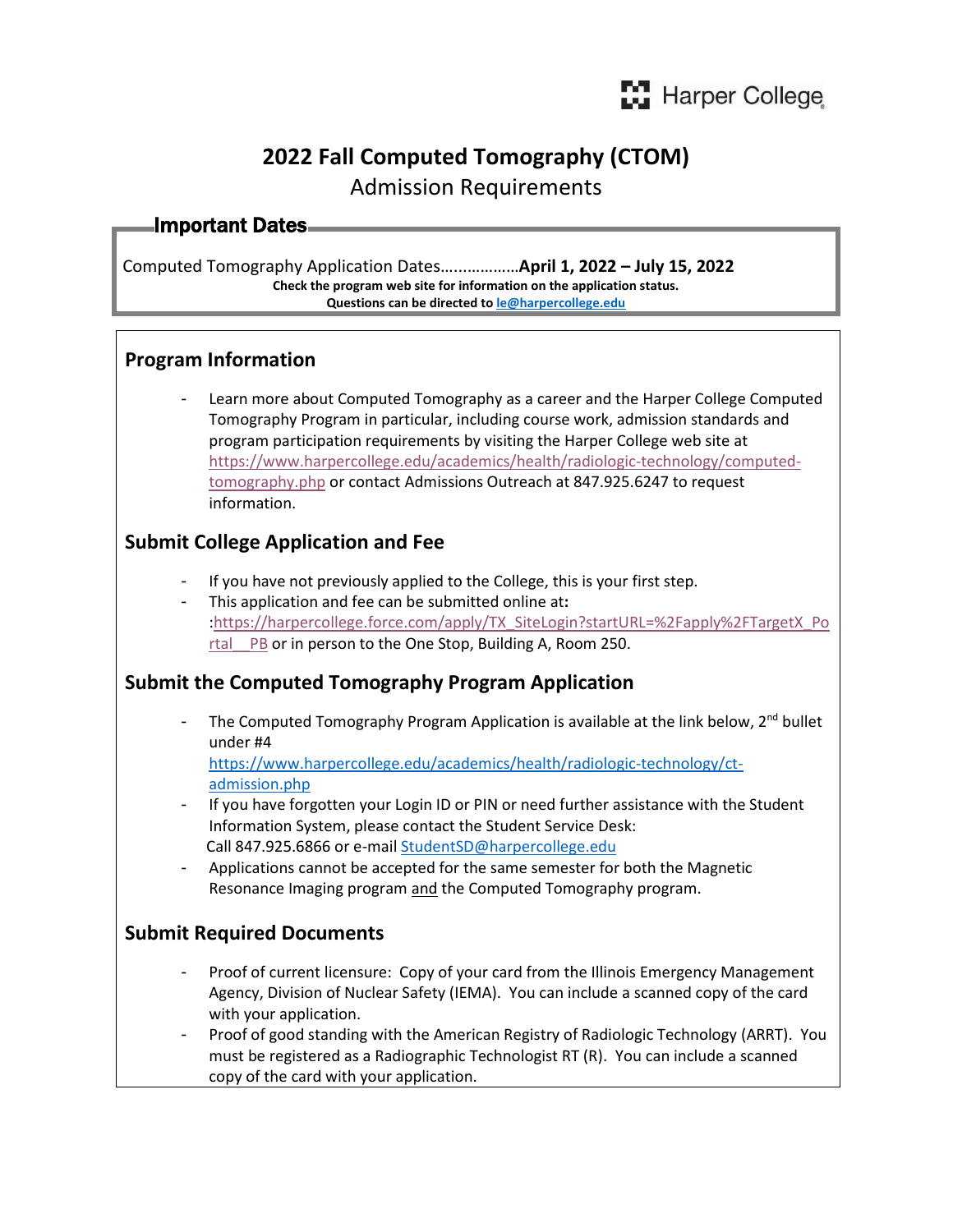Harper College

# 2022 Fall Computed Tomography (CTOM)

## Admission Requirements

### Important Dates

Computed Tomography Application Dates……………..**April 1, 2022 – July 15, 2022**

**Check the program web site for information on the application status.**

**Questions can be directed to [le@harpercollege.edu](mailto:le@harpercollege.edu)**

## Program Information

- Learn more about Computed Tomography as a career and the Harper College Computed Tomography Program in particular, including course work, admission standards and program participation requirements by visiting the Harper College web site at https://www.harpercollege.edu/academics/health/radiologic-technology/computed-tomography.php or contact Admissions Outreach at 847.925.6247 to request information.

## Submit College Application and Fee

- If you have not previously applied to the College, this is your first step.
- This application and fee can be submitted online at**:** :https://harpercollege.force.com/apply/TX_SiteLogin?startURL=%2Fapply%2FTargetX_Portal__PB or in person to the One Stop, Building A, Room 250.

## Submit the Computed Tomography Program Application

- The Computed Tomography Program Application is available at the link below, 2nd bullet under #4 https://www.harpercollege.edu/academics/health/radiologic-technology/ct-admission.php
- If you have forgotten your Login ID or PIN or need further assistance with the Student Information System, please contact the Student Service Desk: Call 847.925.6866 or e-mail StudentSD@harpercollege.edu
- Applications cannot be accepted for the same semester for both the Magnetic Resonance Imaging program and the Computed Tomography program.

## Submit Required Documents

- Proof of current licensure: Copy of your card from the Illinois Emergency Management Agency, Division of Nuclear Safety (IEMA). You can include a scanned copy of the card with your application.
- Proof of good standing with the American Registry of Radiologic Technology (ARRT). You must be registered as a Radiographic Technologist RT (R). You can include a scanned copy of the card with your application.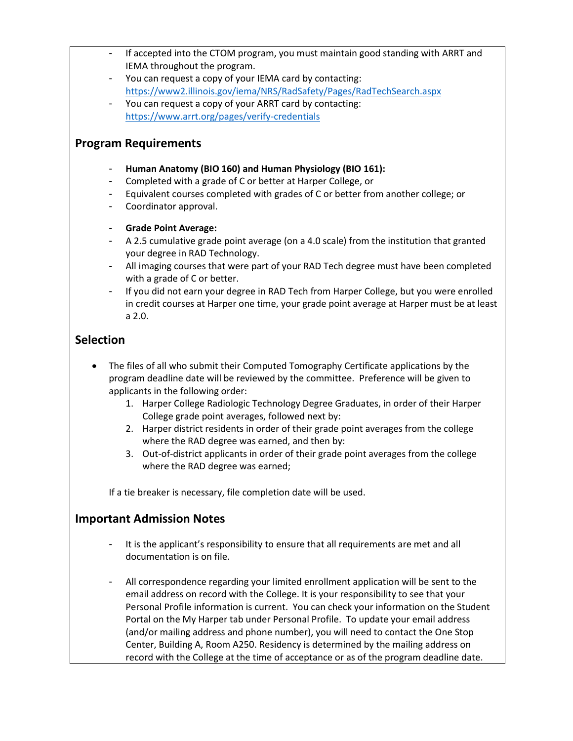- If accepted into the CTOM program, you must maintain good standing with ARRT and IEMA throughout the program.
- You can request a copy of your IEMA card by contacting: https://www2.illinois.gov/iema/NRS/RadSafety/Pages/RadTechSearch.aspx
- You can request a copy of your ARRT card by contacting: https://www.arrt.org/pages/verify-credentials

## Program Requirements

- **Human Anatomy (BIO 160) and Human Physiology (BIO 161):**
- Completed with a grade of C or better at Harper College, or
- Equivalent courses completed with grades of C or better from another college; or
- Coordinator approval.

- **Grade Point Average:**
- A 2.5 cumulative grade point average (on a 4.0 scale) from the institution that granted your degree in RAD Technology.
- All imaging courses that were part of your RAD Tech degree must have been completed with a grade of C or better.
- If you did not earn your degree in RAD Tech from Harper College, but you were enrolled in credit courses at Harper one time, your grade point average at Harper must be at least a 2.0.

## Selection

- The files of all who submit their Computed Tomography Certificate applications by the program deadline date will be reviewed by the committee. Preference will be given to applicants in the following order:
  1. Harper College Radiologic Technology Degree Graduates, in order of their Harper College grade point averages, followed next by:
  2. Harper district residents in order of their grade point averages from the college where the RAD degree was earned, and then by:
  3. Out-of-district applicants in order of their grade point averages from the college where the RAD degree was earned;

If a tie breaker is necessary, file completion date will be used.

## Important Admission Notes

- It is the applicant's responsibility to ensure that all requirements are met and all documentation is on file.

- All correspondence regarding your limited enrollment application will be sent to the email address on record with the College. It is your responsibility to see that your Personal Profile information is current. You can check your information on the Student Portal on the My Harper tab under Personal Profile. To update your email address (and/or mailing address and phone number), you will need to contact the One Stop Center, Building A, Room A250. Residency is determined by the mailing address on record with the College at the time of acceptance or as of the program deadline date.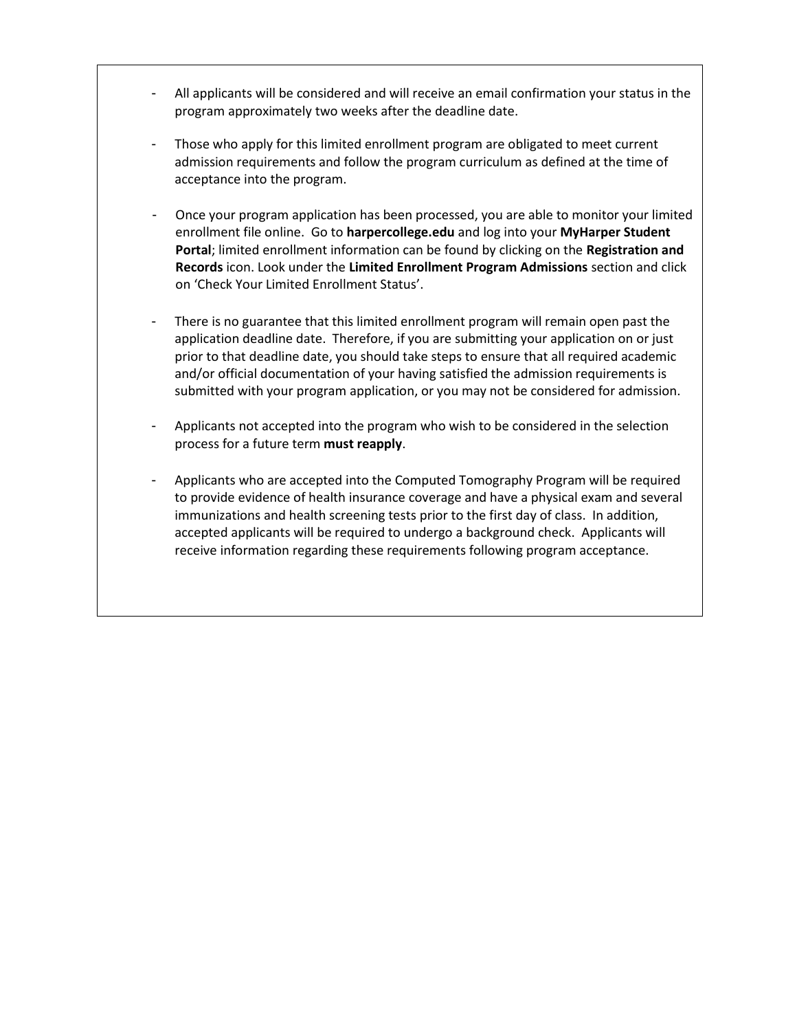- All applicants will be considered and will receive an email confirmation your status in the program approximately two weeks after the deadline date.

- Those who apply for this limited enrollment program are obligated to meet current admission requirements and follow the program curriculum as defined at the time of acceptance into the program.

- Once your program application has been processed, you are able to monitor your limited enrollment file online. Go to **harpercollege.edu** and log into your **MyHarper Student Portal**; limited enrollment information can be found by clicking on the **Registration and Records** icon. Look under the **Limited Enrollment Program Admissions** section and click on 'Check Your Limited Enrollment Status'.

- There is no guarantee that this limited enrollment program will remain open past the application deadline date. Therefore, if you are submitting your application on or just prior to that deadline date, you should take steps to ensure that all required academic and/or official documentation of your having satisfied the admission requirements is submitted with your program application, or you may not be considered for admission.

- Applicants not accepted into the program who wish to be considered in the selection process for a future term **must reapply**.

- Applicants who are accepted into the Computed Tomography Program will be required to provide evidence of health insurance coverage and have a physical exam and several immunizations and health screening tests prior to the first day of class. In addition, accepted applicants will be required to undergo a background check. Applicants will receive information regarding these requirements following program acceptance.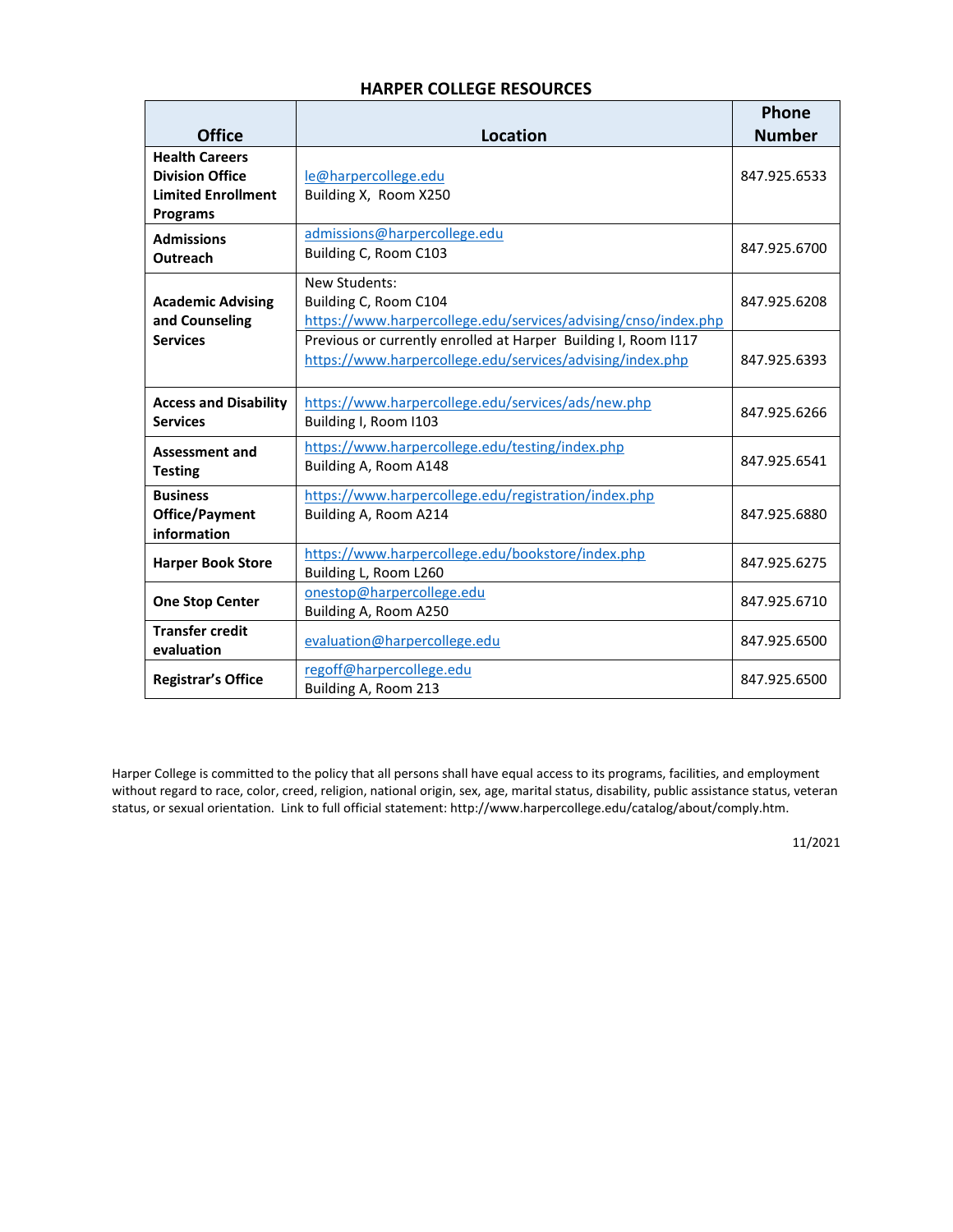## HARPER COLLEGE RESOURCES

| Office | Location | Phone Number |
|---|---|---|
| **Health Careers Division Office Limited Enrollment Programs** | le@harpercollege.edu<br>Building X, Room X250 | 847.925.6533 |
| **Admissions Outreach** | admissions@harpercollege.edu<br>Building C, Room C103 | 847.925.6700 |
| **Academic Advising and Counseling Services** | New Students:<br>Building C, Room C104<br>https://www.harpercollege.edu/services/advising/cnso/index.php | 847.925.6208 |
| | Previous or currently enrolled at Harper Building I, Room I117<br>https://www.harpercollege.edu/services/advising/index.php | 847.925.6393 |
| **Access and Disability Services** | https://www.harpercollege.edu/services/ads/new.php<br>Building I, Room I103 | 847.925.6266 |
| **Assessment and Testing** | https://www.harpercollege.edu/testing/index.php<br>Building A, Room A148 | 847.925.6541 |
| **Business Office/Payment information** | https://www.harpercollege.edu/registration/index.php<br>Building A, Room A214 | 847.925.6880 |
| **Harper Book Store** | https://www.harpercollege.edu/bookstore/index.php<br>Building L, Room L260 | 847.925.6275 |
| **One Stop Center** | onestop@harpercollege.edu<br>Building A, Room A250 | 847.925.6710 |
| **Transfer credit evaluation** | evaluation@harpercollege.edu | 847.925.6500 |
| **Registrar's Office** | regoff@harpercollege.edu<br>Building A, Room 213 | 847.925.6500 |

Harper College is committed to the policy that all persons shall have equal access to its programs, facilities, and employment without regard to race, color, creed, religion, national origin, sex, age, marital status, disability, public assistance status, veteran status, or sexual orientation. Link to full official statement: http://www.harpercollege.edu/catalog/about/comply.htm.

11/2021